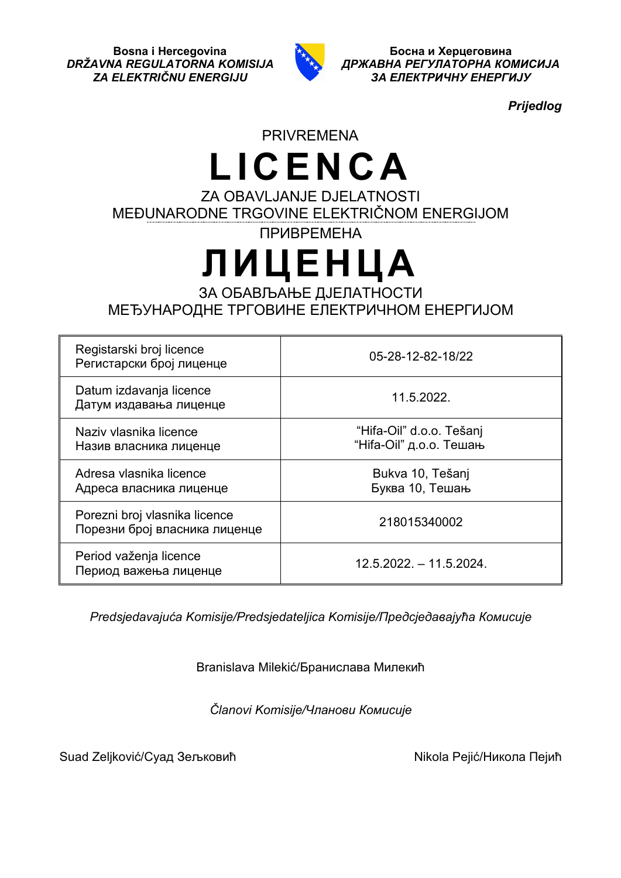**Bosna i Hercegovina**
***DRŽAVNA REGULATORNA KOMISIJA ZA ELEKTRIČNU ENERGIJU***

**Босна и Херцеговина**
***ДРЖАВНА РЕГУЛАТОРНА КОМИСИЈА ЗА ЕЛЕКТРИЧНУ ЕНЕРГИЈУ***

***Prijedlog***

PRIVREMENA

# LICENCA

ZA OBAVLJANJE DJELATNOSTI
MEĐUNARODNE TRGOVINE ELEKTRIČNOM ENERGIJOM

ПРИВРЕМЕНА

# ЛИЦЕНЦА

ЗА ОБАВЉАЊЕ ДЈЕЛАТНОСТИ
МЕЂУНАРОДНЕ ТРГОВИНЕ ЕЛЕКТРИЧНОМ ЕНЕРГИЈОМ

| | |
|---|---|
| Registarski broj licence<br>Регистарски број лиценце | 05-28-12-82-18/22 |
| Datum izdavanja licence<br>Датум издавања лиценце | 11.5.2022. |
| Naziv vlasnika licence<br>Назив власника лиценце | "Hifa-Oil" d.o.o. Tešanj<br>"Hifa-Oil" д.о.о. Тешањ |
| Adresa vlasnika licence<br>Адреса власника лиценце | Bukva 10, Tešanj<br>Буква 10, Тешањ |
| Porezni broj vlasnika licence<br>Порезни број власника лиценце | 218015340002 |
| Period važenja licence<br>Период важења лиценце | 12.5.2022. – 11.5.2024. |

*Predsjedavajuća Komisije/Predsjedateljica Komisije/Предсједавајућа Комисије*

Branislava Milekić/Бранислава Милекић

*Članovi Komisije/Чланови Комисије*

Suad Zeljković/Суад Зељковић

Nikola Pejić/Никола Пејић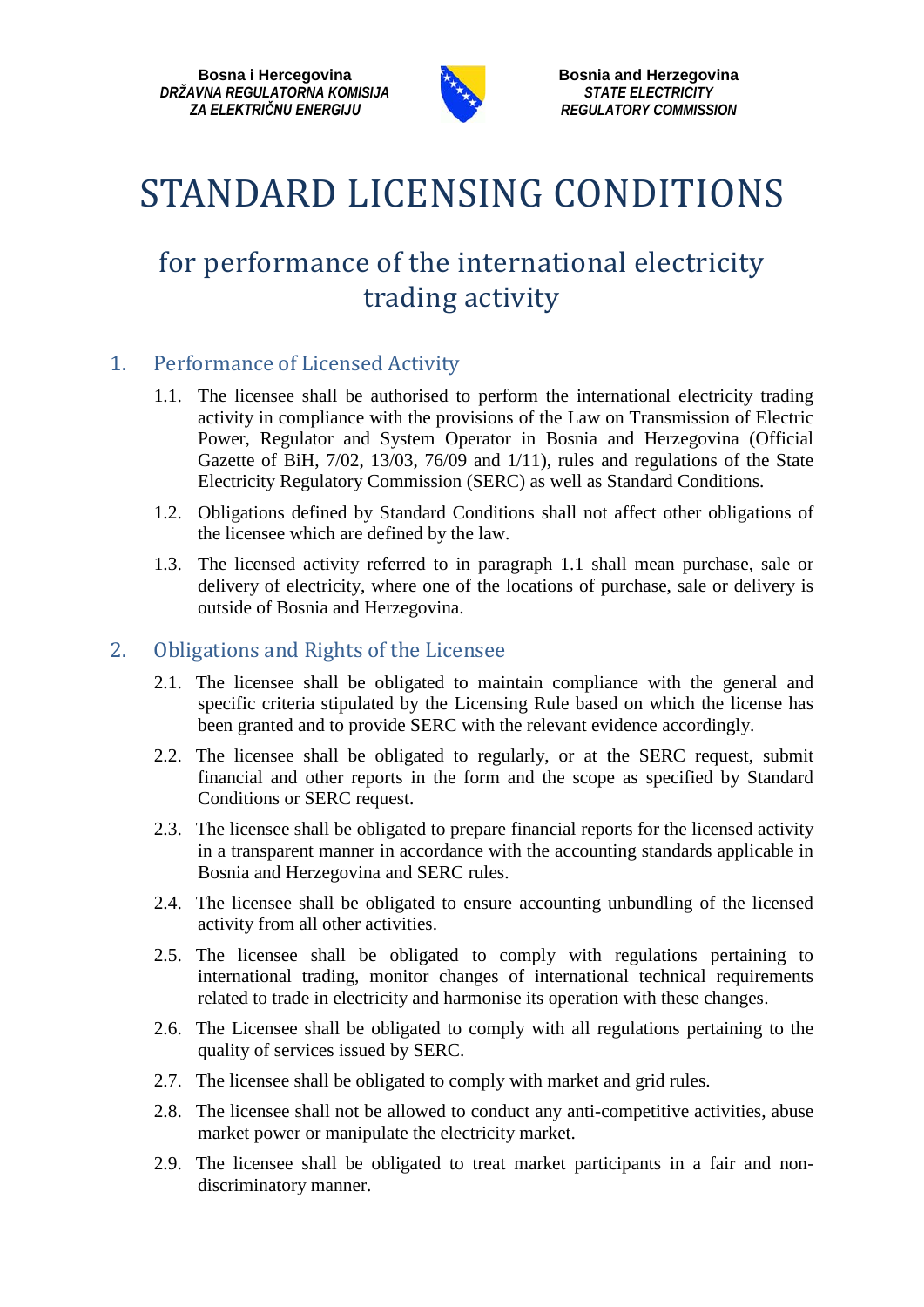Bosna i Hercegovina
*DRŽAVNA REGULATORNA KOMISIJA ZA ELEKTRIČNU ENERGIJU*

Bosnia and Herzegovina
*STATE ELECTRICITY REGULATORY COMMISSION*

# STANDARD LICENSING CONDITIONS

## for performance of the international electricity trading activity

### 1. Performance of Licensed Activity

1.1. The licensee shall be authorised to perform the international electricity trading activity in compliance with the provisions of the Law on Transmission of Electric Power, Regulator and System Operator in Bosnia and Herzegovina (Official Gazette of BiH, 7/02, 13/03, 76/09 and 1/11), rules and regulations of the State Electricity Regulatory Commission (SERC) as well as Standard Conditions.

1.2. Obligations defined by Standard Conditions shall not affect other obligations of the licensee which are defined by the law.

1.3. The licensed activity referred to in paragraph 1.1 shall mean purchase, sale or delivery of electricity, where one of the locations of purchase, sale or delivery is outside of Bosnia and Herzegovina.

### 2. Obligations and Rights of the Licensee

2.1. The licensee shall be obligated to maintain compliance with the general and specific criteria stipulated by the Licensing Rule based on which the license has been granted and to provide SERC with the relevant evidence accordingly.

2.2. The licensee shall be obligated to regularly, or at the SERC request, submit financial and other reports in the form and the scope as specified by Standard Conditions or SERC request.

2.3. The licensee shall be obligated to prepare financial reports for the licensed activity in a transparent manner in accordance with the accounting standards applicable in Bosnia and Herzegovina and SERC rules.

2.4. The licensee shall be obligated to ensure accounting unbundling of the licensed activity from all other activities.

2.5. The licensee shall be obligated to comply with regulations pertaining to international trading, monitor changes of international technical requirements related to trade in electricity and harmonise its operation with these changes.

2.6. The Licensee shall be obligated to comply with all regulations pertaining to the quality of services issued by SERC.

2.7. The licensee shall be obligated to comply with market and grid rules.

2.8. The licensee shall not be allowed to conduct any anti-competitive activities, abuse market power or manipulate the electricity market.

2.9. The licensee shall be obligated to treat market participants in a fair and non-discriminatory manner.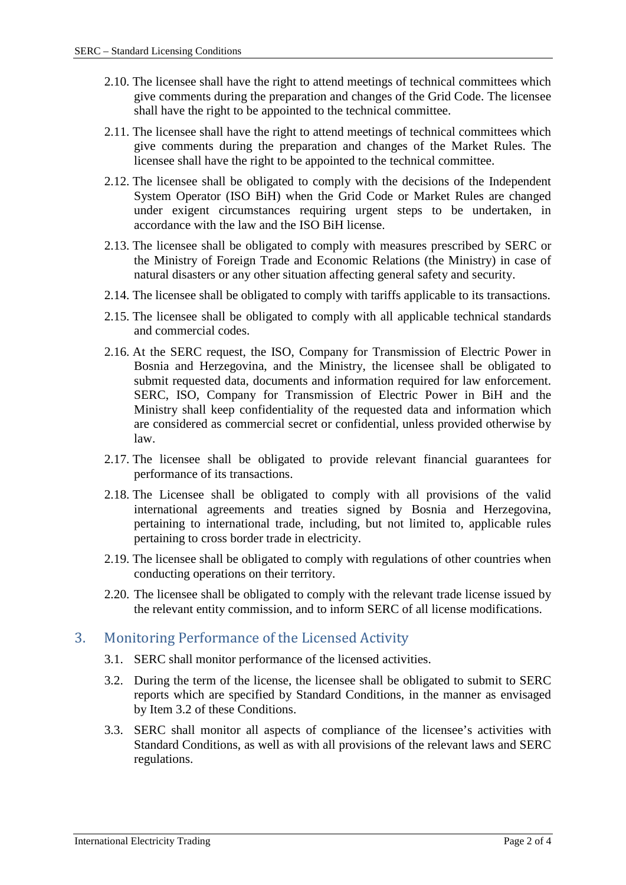2.10. The licensee shall have the right to attend meetings of technical committees which give comments during the preparation and changes of the Grid Code. The licensee shall have the right to be appointed to the technical committee.

2.11. The licensee shall have the right to attend meetings of technical committees which give comments during the preparation and changes of the Market Rules. The licensee shall have the right to be appointed to the technical committee.

2.12. The licensee shall be obligated to comply with the decisions of the Independent System Operator (ISO BiH) when the Grid Code or Market Rules are changed under exigent circumstances requiring urgent steps to be undertaken, in accordance with the law and the ISO BiH license.

2.13. The licensee shall be obligated to comply with measures prescribed by SERC or the Ministry of Foreign Trade and Economic Relations (the Ministry) in case of natural disasters or any other situation affecting general safety and security.

2.14. The licensee shall be obligated to comply with tariffs applicable to its transactions.

2.15. The licensee shall be obligated to comply with all applicable technical standards and commercial codes.

2.16. At the SERC request, the ISO, Company for Transmission of Electric Power in Bosnia and Herzegovina, and the Ministry, the licensee shall be obligated to submit requested data, documents and information required for law enforcement. SERC, ISO, Company for Transmission of Electric Power in BiH and the Ministry shall keep confidentiality of the requested data and information which are considered as commercial secret or confidential, unless provided otherwise by law.

2.17. The licensee shall be obligated to provide relevant financial guarantees for performance of its transactions.

2.18. The Licensee shall be obligated to comply with all provisions of the valid international agreements and treaties signed by Bosnia and Herzegovina, pertaining to international trade, including, but not limited to, applicable rules pertaining to cross border trade in electricity.

2.19. The licensee shall be obligated to comply with regulations of other countries when conducting operations on their territory.

2.20. The licensee shall be obligated to comply with the relevant trade license issued by the relevant entity commission, and to inform SERC of all license modifications.

## 3. Monitoring Performance of the Licensed Activity

3.1. SERC shall monitor performance of the licensed activities.

3.2. During the term of the license, the licensee shall be obligated to submit to SERC reports which are specified by Standard Conditions, in the manner as envisaged by Item 3.2 of these Conditions.

3.3. SERC shall monitor all aspects of compliance of the licensee's activities with Standard Conditions, as well as with all provisions of the relevant laws and SERC regulations.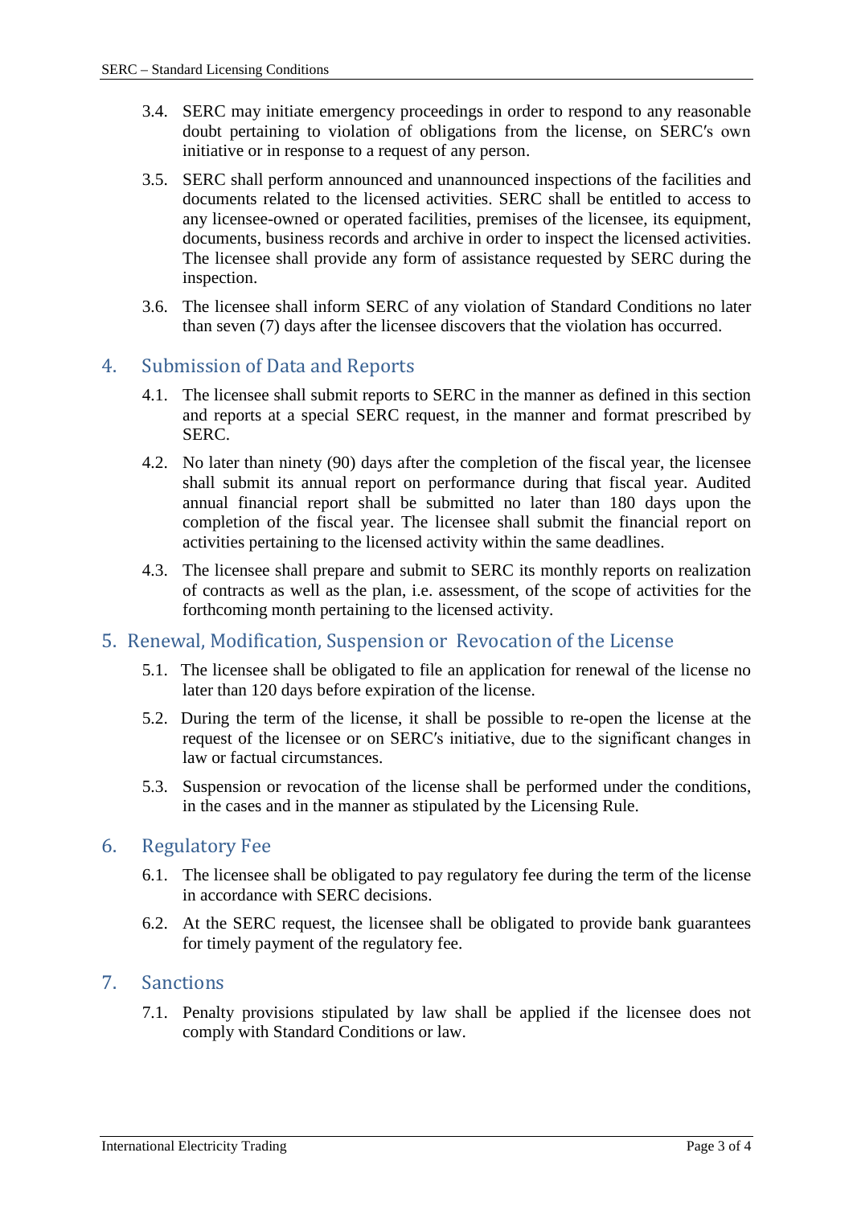3.4. SERC may initiate emergency proceedings in order to respond to any reasonable doubt pertaining to violation of obligations from the license, on SERC′s own initiative or in response to a request of any person.

3.5. SERC shall perform announced and unannounced inspections of the facilities and documents related to the licensed activities. SERC shall be entitled to access to any licensee-owned or operated facilities, premises of the licensee, its equipment, documents, business records and archive in order to inspect the licensed activities. The licensee shall provide any form of assistance requested by SERC during the inspection.

3.6. The licensee shall inform SERC of any violation of Standard Conditions no later than seven (7) days after the licensee discovers that the violation has occurred.

## 4. Submission of Data and Reports

4.1. The licensee shall submit reports to SERC in the manner as defined in this section and reports at a special SERC request, in the manner and format prescribed by SERC.

4.2. No later than ninety (90) days after the completion of the fiscal year, the licensee shall submit its annual report on performance during that fiscal year. Audited annual financial report shall be submitted no later than 180 days upon the completion of the fiscal year. The licensee shall submit the financial report on activities pertaining to the licensed activity within the same deadlines.

4.3. The licensee shall prepare and submit to SERC its monthly reports on realization of contracts as well as the plan, i.e. assessment, of the scope of activities for the forthcoming month pertaining to the licensed activity.

## 5. Renewal, Modification, Suspension or Revocation of the License

5.1. The licensee shall be obligated to file an application for renewal of the license no later than 120 days before expiration of the license.

5.2. During the term of the license, it shall be possible to re-open the license at the request of the licensee or on SERC′s initiative, due to the significant changes in law or factual circumstances.

5.3. Suspension or revocation of the license shall be performed under the conditions, in the cases and in the manner as stipulated by the Licensing Rule.

## 6. Regulatory Fee

6.1. The licensee shall be obligated to pay regulatory fee during the term of the license in accordance with SERC decisions.

6.2. At the SERC request, the licensee shall be obligated to provide bank guarantees for timely payment of the regulatory fee.

## 7. Sanctions

7.1. Penalty provisions stipulated by law shall be applied if the licensee does not comply with Standard Conditions or law.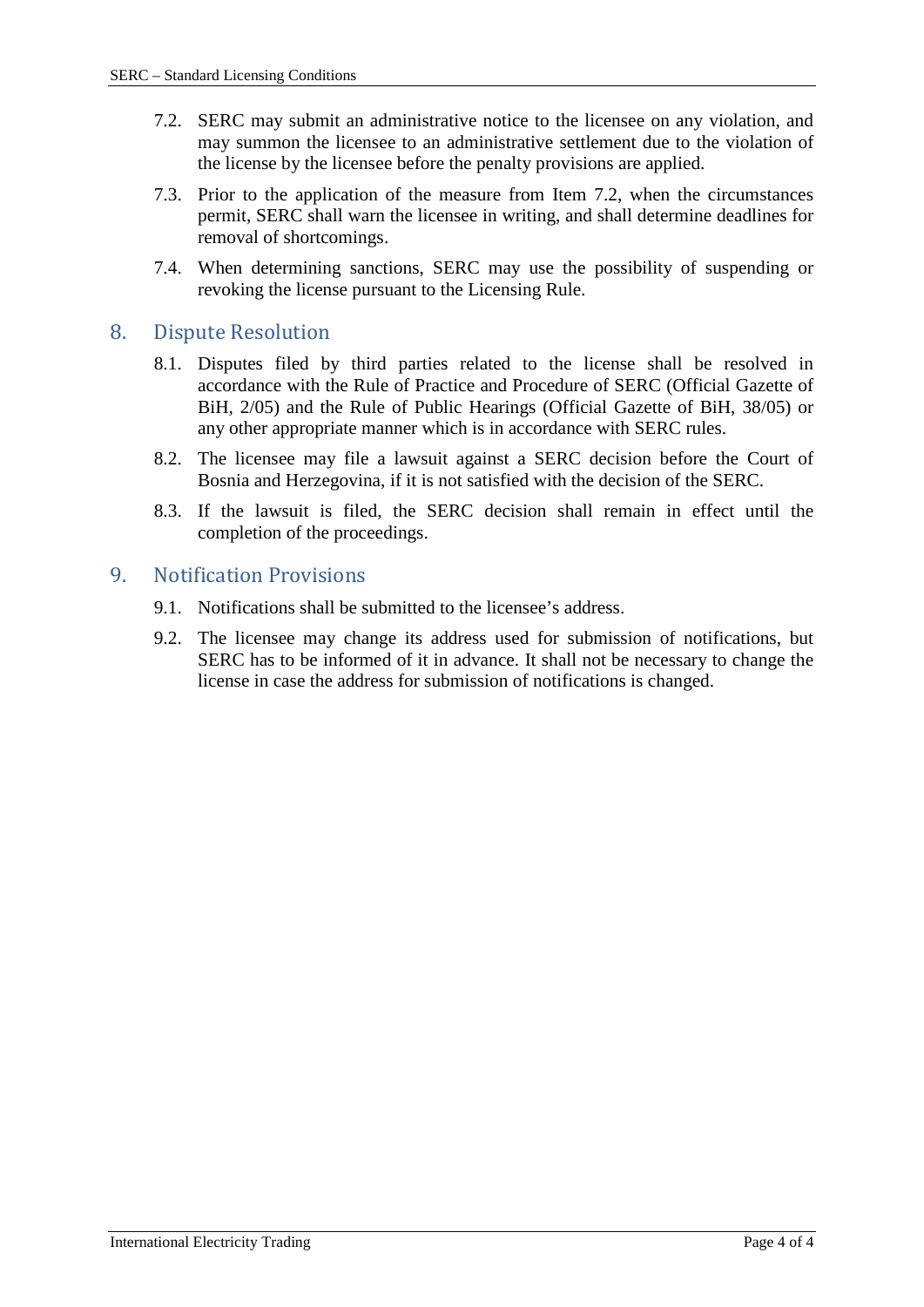7.2. SERC may submit an administrative notice to the licensee on any violation, and may summon the licensee to an administrative settlement due to the violation of the license by the licensee before the penalty provisions are applied.

7.3. Prior to the application of the measure from Item 7.2, when the circumstances permit, SERC shall warn the licensee in writing, and shall determine deadlines for removal of shortcomings.

7.4. When determining sanctions, SERC may use the possibility of suspending or revoking the license pursuant to the Licensing Rule.

## 8. Dispute Resolution

8.1. Disputes filed by third parties related to the license shall be resolved in accordance with the Rule of Practice and Procedure of SERC (Official Gazette of BiH, 2/05) and the Rule of Public Hearings (Official Gazette of BiH, 38/05) or any other appropriate manner which is in accordance with SERC rules.

8.2. The licensee may file a lawsuit against a SERC decision before the Court of Bosnia and Herzegovina, if it is not satisfied with the decision of the SERC.

8.3. If the lawsuit is filed, the SERC decision shall remain in effect until the completion of the proceedings.

## 9. Notification Provisions

9.1. Notifications shall be submitted to the licensee's address.

9.2. The licensee may change its address used for submission of notifications, but SERC has to be informed of it in advance. It shall not be necessary to change the license in case the address for submission of notifications is changed.